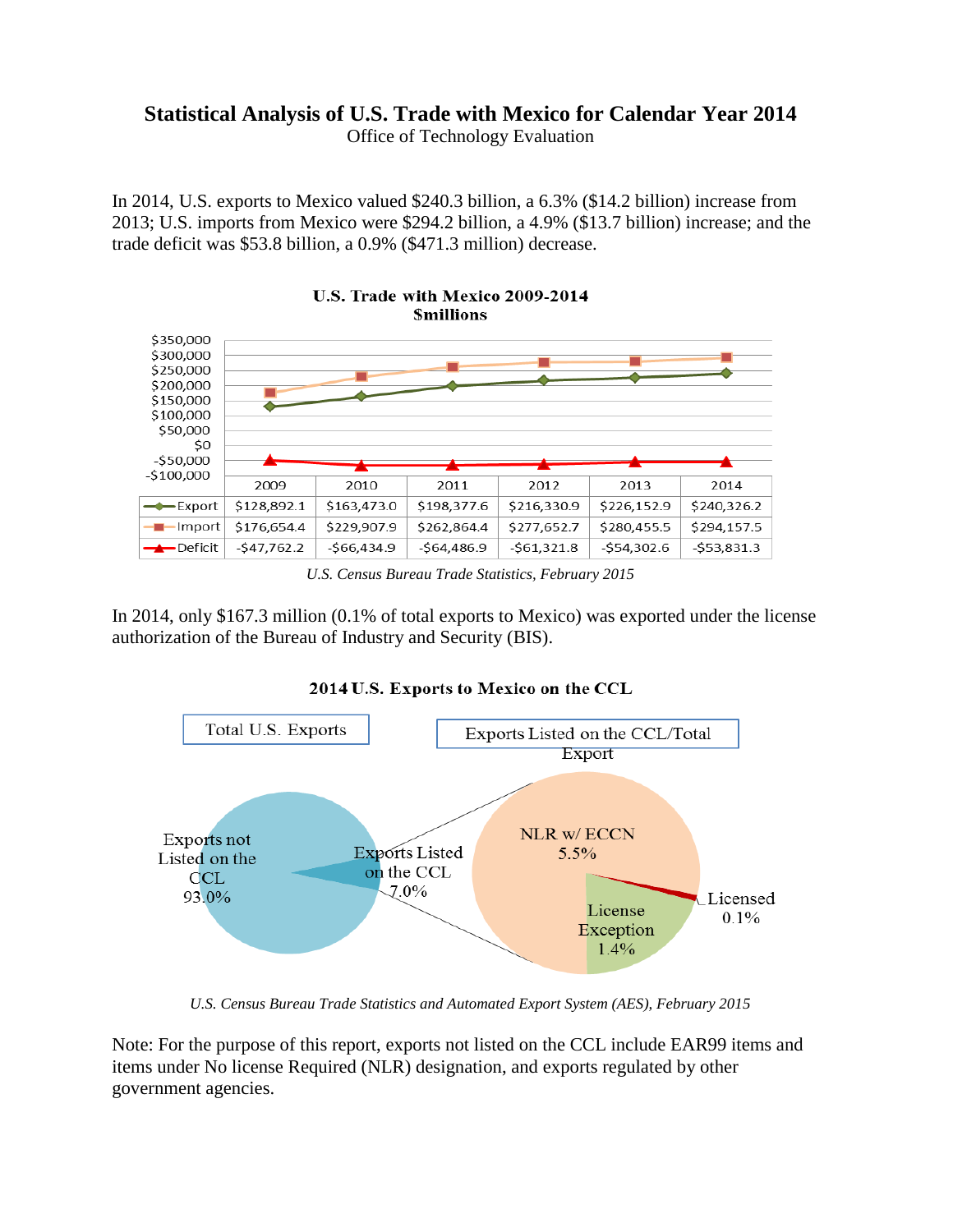# Statistical Analysis of U.S. Trade with Mexico for Calendar Year 2014

Office of Technology Evaluation

In 2014, U.S. exports to Mexico valued $240.3 billion, a 6.3% ($14.2 billion) increase from 2013; U.S. imports from Mexico were $294.2 billion, a 4.9% ($13.7 billion) increase; and the trade deficit was $53.8 billion, a 0.9% ($471.3 million) decrease.

**U.S. Trade with Mexico 2009-2014**
**$millions**

| | 2009 | 2010 | 2011 | 2012 | 2013 | 2014 |
|---|---|---|---|---|---|---|
| Export | $128,892.1 | $163,473.0 | $198,377.6 | $216,330.9 | $226,152.9 | $240,326.2 |
| Import | $176,654.4 | $229,907.9 | $262,864.4 | $277,652.7 | $280,455.5 | $294,157.5 |
| Deficit | -$47,762.2 | -$66,434.9 | -$64,486.9 | -$61,321.8 | -$54,302.6 | -$53,831.3 |

*U.S. Census Bureau Trade Statistics, February 2015*

In 2014, only $167.3 million (0.1% of total exports to Mexico) was exported under the license authorization of the Bureau of Industry and Security (BIS).

**2014 U.S. Exports to Mexico on the CCL**

Total U.S. Exports:
- Exports not Listed on the CCL 93.0%
- Exports Listed on the CCL 7.0%

Exports Listed on the CCL/Total Export:
- NLR w/ ECCN 5.5%
- License Exception 1.4%
- Licensed 0.1%

*U.S. Census Bureau Trade Statistics and Automated Export System (AES), February 2015*

Note: For the purpose of this report, exports not listed on the CCL include EAR99 items and items under No license Required (NLR) designation, and exports regulated by other government agencies.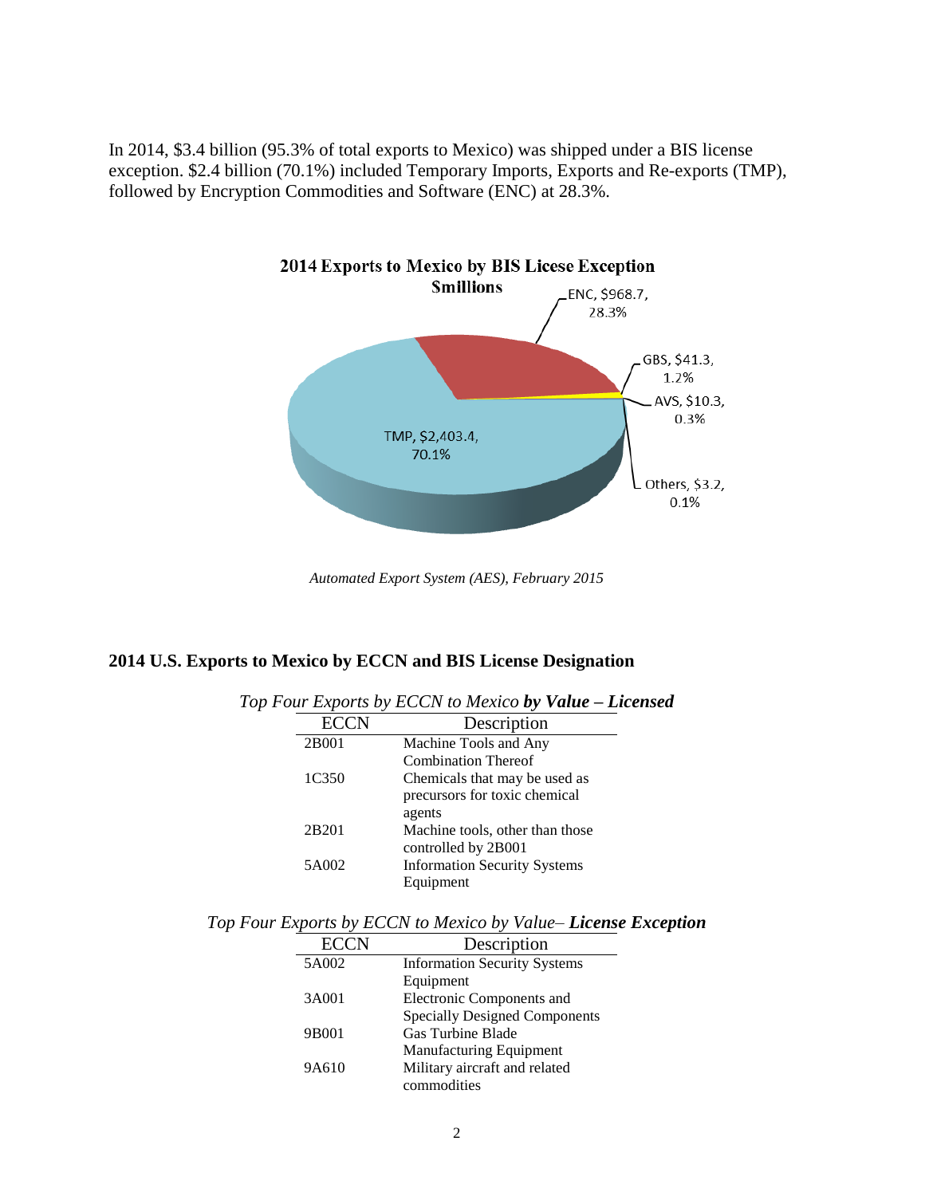In 2014, $3.4 billion (95.3% of total exports to Mexico) was shipped under a BIS license exception. $2.4 billion (70.1%) included Temporary Imports, Exports and Re-exports (TMP), followed by Encryption Commodities and Software (ENC) at 28.3%.

**2014 Exports to Mexico by BIS Licese Exception**
**$millions**

| License Exception | $millions | Share |
|---|---|---|
| TMP | $2,403.4 | 70.1% |
| ENC | $968.7 | 28.3% |
| GBS | $41.3 | 1.2% |
| AVS | $10.3 | 0.3% |
| Others | $3.2 | 0.1% |

*Automated Export System (AES), February 2015*

## 2014 U.S. Exports to Mexico by ECCN and BIS License Designation

*Top Four Exports by ECCN to Mexico* ***by Value – Licensed***

| ECCN | Description |
|---|---|
| 2B001 | Machine Tools and Any Combination Thereof |
| 1C350 | Chemicals that may be used as precursors for toxic chemical agents |
| 2B201 | Machine tools, other than those controlled by 2B001 |
| 5A002 | Information Security Systems Equipment |

*Top Four Exports by ECCN to Mexico by Value–* ***License Exception***

| ECCN | Description |
|---|---|
| 5A002 | Information Security Systems Equipment |
| 3A001 | Electronic Components and Specially Designed Components |
| 9B001 | Gas Turbine Blade Manufacturing Equipment |
| 9A610 | Military aircraft and related commodities |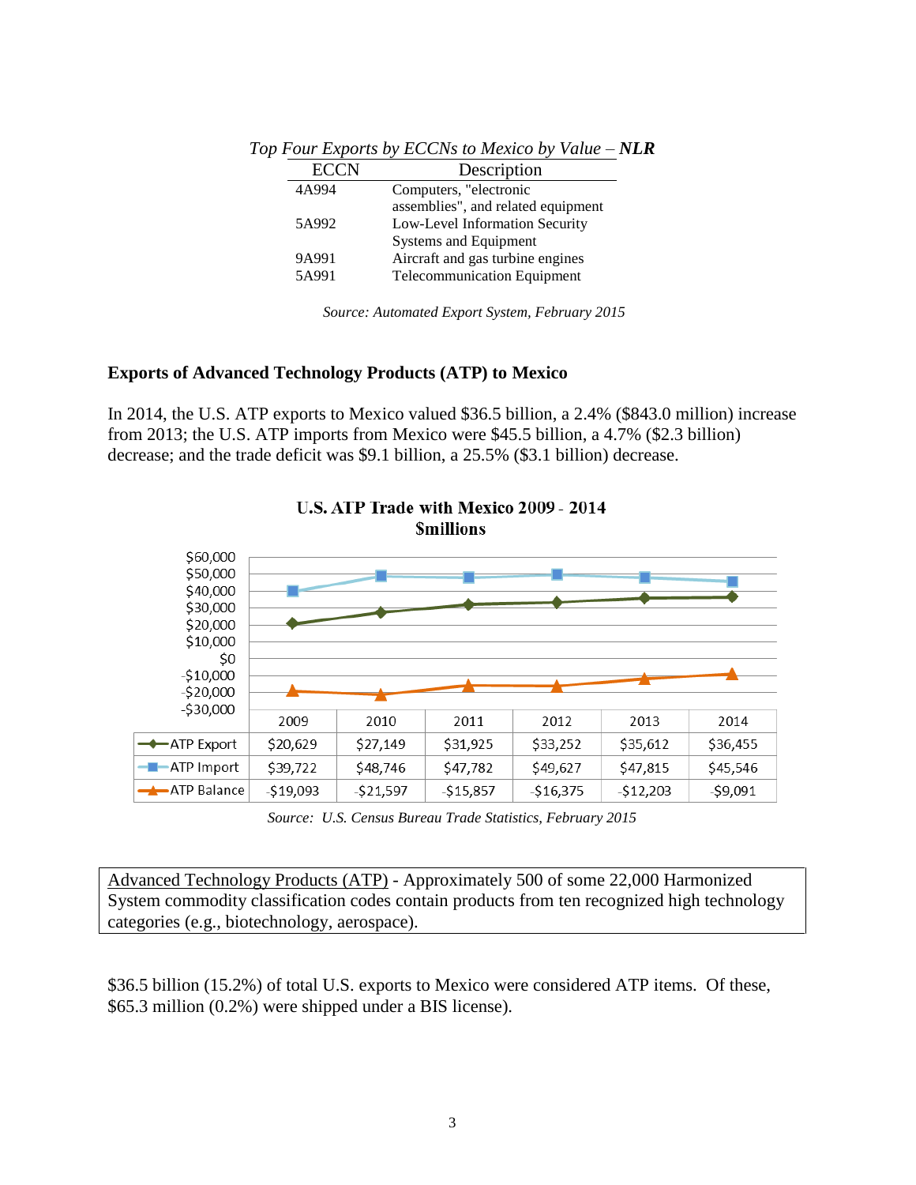*Top Four Exports by ECCNs to Mexico by Value – **NLR***

| ECCN | Description |
|---|---|
| 4A994 | Computers, "electronic assemblies", and related equipment |
| 5A992 | Low-Level Information Security Systems and Equipment |
| 9A991 | Aircraft and gas turbine engines |
| 5A991 | Telecommunication Equipment |

*Source: Automated Export System, February 2015*

**Exports of Advanced Technology Products (ATP) to Mexico**

In 2014, the U.S. ATP exports to Mexico valued $36.5 billion, a 2.4% ($843.0 million) increase from 2013; the U.S. ATP imports from Mexico were $45.5 billion, a 4.7% ($2.3 billion) decrease; and the trade deficit was $9.1 billion, a 25.5% ($3.1 billion) decrease.

**U.S. ATP Trade with Mexico 2009 - 2014**
**$millions**

| | 2009 | 2010 | 2011 | 2012 | 2013 | 2014 |
|---|---|---|---|---|---|---|
| ATP Export | $20,629 | $27,149 | $31,925 | $33,252 | $35,612 | $36,455 |
| ATP Import | $39,722 | $48,746 | $47,782 | $49,627 | $47,815 | $45,546 |
| ATP Balance | -$19,093 | -$21,597 | -$15,857 | -$16,375 | -$12,203 | -$9,091 |

*Source: U.S. Census Bureau Trade Statistics, February 2015*

Advanced Technology Products (ATP) - Approximately 500 of some 22,000 Harmonized System commodity classification codes contain products from ten recognized high technology categories (e.g., biotechnology, aerospace).

$36.5 billion (15.2%) of total U.S. exports to Mexico were considered ATP items. Of these, $65.3 million (0.2%) were shipped under a BIS license).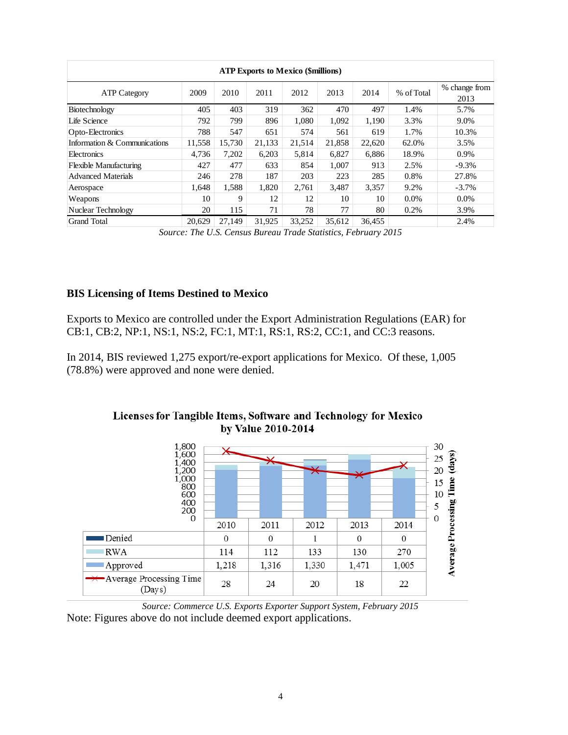| ATP Exports to Mexico ($millions) | | | | | | | | |
|---|---|---|---|---|---|---|---|---|
| ATP Category | 2009 | 2010 | 2011 | 2012 | 2013 | 2014 | % of Total | % change from 2013 |
| Biotechnology | 405 | 403 | 319 | 362 | 470 | 497 | 1.4% | 5.7% |
| Life Science | 792 | 799 | 896 | 1,080 | 1,092 | 1,190 | 3.3% | 9.0% |
| Opto-Electronics | 788 | 547 | 651 | 574 | 561 | 619 | 1.7% | 10.3% |
| Information & Communications | 11,558 | 15,730 | 21,133 | 21,514 | 21,858 | 22,620 | 62.0% | 3.5% |
| Electronics | 4,736 | 7,202 | 6,203 | 5,814 | 6,827 | 6,886 | 18.9% | 0.9% |
| Flexible Manufacturing | 427 | 477 | 633 | 854 | 1,007 | 913 | 2.5% | -9.3% |
| Advanced Materials | 246 | 278 | 187 | 203 | 223 | 285 | 0.8% | 27.8% |
| Aerospace | 1,648 | 1,588 | 1,820 | 2,761 | 3,487 | 3,357 | 9.2% | -3.7% |
| Weapons | 10 | 9 | 12 | 12 | 10 | 10 | 0.0% | 0.0% |
| Nuclear Technology | 20 | 115 | 71 | 78 | 77 | 80 | 0.2% | 3.9% |
| Grand Total | 20,629 | 27,149 | 31,925 | 33,252 | 35,612 | 36,455 | | 2.4% |

*Source: The U.S. Census Bureau Trade Statistics, February 2015*

## BIS Licensing of Items Destined to Mexico

Exports to Mexico are controlled under the Export Administration Regulations (EAR) for CB:1, CB:2, NP:1, NS:1, NS:2, FC:1, MT:1, RS:1, RS:2, CC:1, and CC:3 reasons.

In 2014, BIS reviewed 1,275 export/re-export applications for Mexico. Of these, 1,005 (78.8%) were approved and none were denied.

**Licenses for Tangible Items, Software and Technology for Mexico by Value 2010-2014**

| | 2010 | 2011 | 2012 | 2013 | 2014 |
|---|---|---|---|---|---|
| Denied | 0 | 0 | 1 | 0 | 0 |
| RWA | 114 | 112 | 133 | 130 | 270 |
| Approved | 1,218 | 1,316 | 1,330 | 1,471 | 1,005 |
| Average Processing Time (Days) | 28 | 24 | 20 | 18 | 22 |

*Source: Commerce U.S. Exports Exporter Support System, February 2015*

Note: Figures above do not include deemed export applications.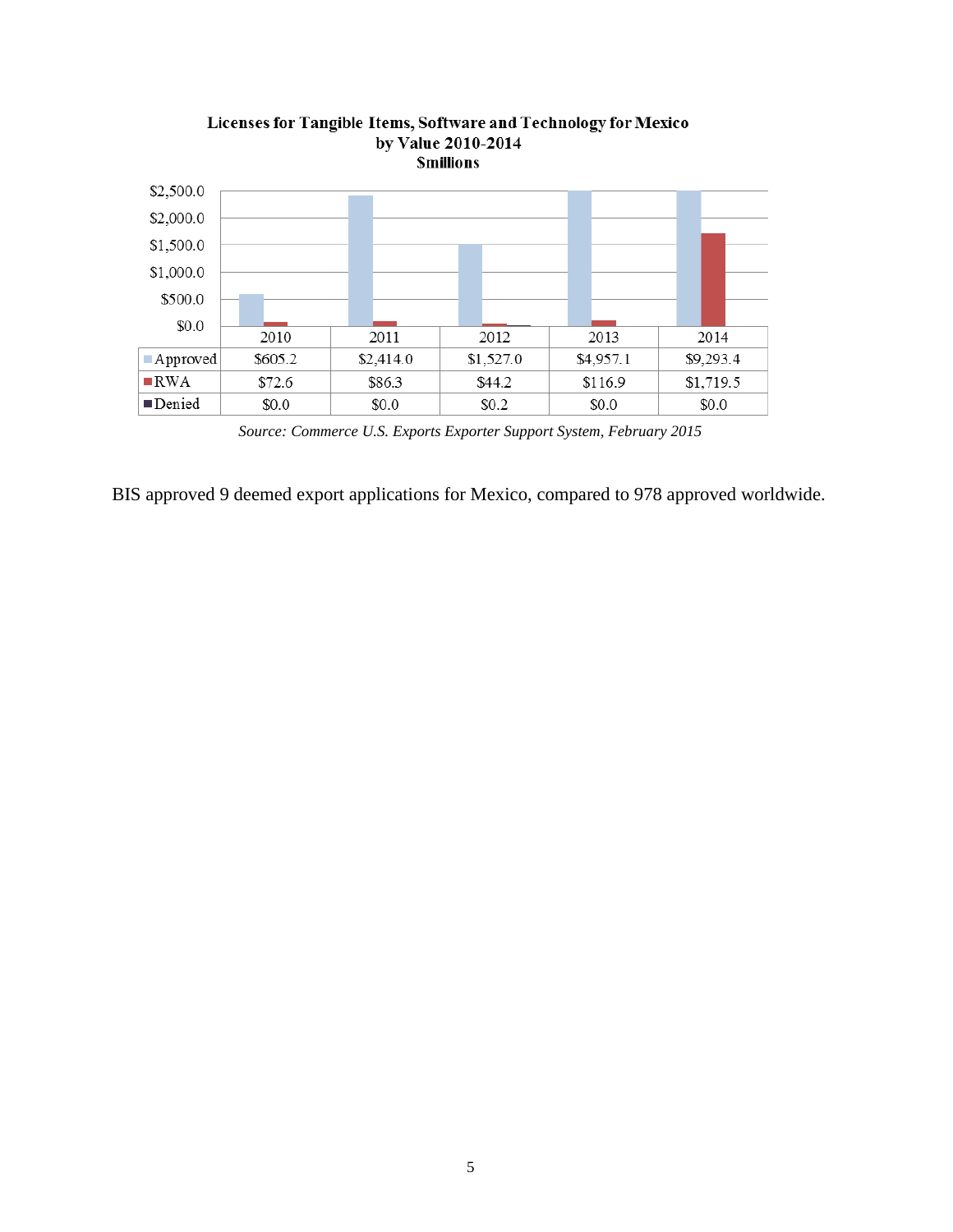**Licenses for Tangible Items, Software and Technology for Mexico by Value 2010-2014**
**$millions**

| | 2010 | 2011 | 2012 | 2013 | 2014 |
|---|---|---|---|---|---|
| Approved | $605.2 | $2,414.0 | $1,527.0 | $4,957.1 | $9,293.4 |
| RWA | $72.6 | $86.3 | $44.2 | $116.9 | $1,719.5 |
| Denied | $0.0 | $0.0 | $0.2 | $0.0 | $0.0 |

*Source: Commerce U.S. Exports Exporter Support System, February 2015*

BIS approved 9 deemed export applications for Mexico, compared to 978 approved worldwide.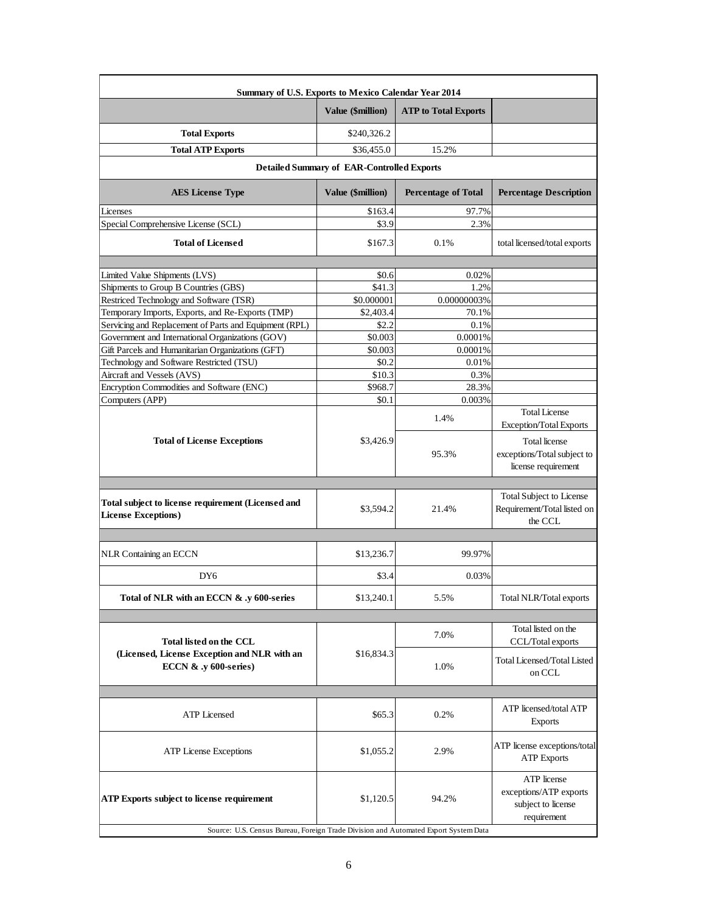| Summary of U.S. Exports to Mexico Calendar Year 2014 | | | |
|---|---|---|---|
| | **Value ($million)** | **ATP to Total Exports** | |
| **Total Exports** | $240,326.2 | | |
| **Total ATP Exports** | $36,455.0 | 15.2% | |
| **Detailed Summary of EAR-Controlled Exports** | | | |
| **AES License Type** | **Value ($million)** | **Percentage of Total** | **Percentage Description** |
| Licenses | $163.4 | 97.7% | |
| Special Comprehensive License (SCL) | $3.9 | 2.3% | |
| **Total of Licensed** | $167.3 | 0.1% | total licensed/total exports |
| | | | |
| Limited Value Shipments (LVS) | $0.6 | 0.02% | |
| Shipments to Group B Countries (GBS) | $41.3 | 1.2% | |
| Restriced Technology and Software (TSR) | $0.000001 | 0.00000003% | |
| Temporary Imports, Exports, and Re-Exports (TMP) | $2,403.4 | 70.1% | |
| Servicing and Replacement of Parts and Equipment (RPL) | $2.2 | 0.1% | |
| Government and International Organizations (GOV) | $0.003 | 0.0001% | |
| Gift Parcels and Humanitarian Organizations (GFT) | $0.003 | 0.0001% | |
| Technology and Software Restricted (TSU) | $0.2 | 0.01% | |
| Aircraft and Vessels (AVS) | $10.3 | 0.3% | |
| Encryption Commodities and Software (ENC) | $968.7 | 28.3% | |
| Computers (APP) | $0.1 | 0.003% | |
| **Total of License Exceptions** | $3,426.9 | 1.4% | Total License Exception/Total Exports |
| | | 95.3% | Total license exceptions/Total subject to license requirement |
| | | | |
| **Total subject to license requirement (Licensed and License Exceptions)** | $3,594.2 | 21.4% | Total Subject to License Requirement/Total listed on the CCL |
| | | | |
| NLR Containing an ECCN | $13,236.7 | 99.97% | |
| DY6 | $3.4 | 0.03% | |
| **Total of NLR with an ECCN & .y 600-series** | $13,240.1 | 5.5% | Total NLR/Total exports |
| | | | |
| **Total listed on the CCL (Licensed, License Exception and NLR with an ECCN & .y 600-series)** | $16,834.3 | 7.0% | Total listed on the CCL/Total exports |
| | | 1.0% | Total Licensed/Total Listed on CCL |
| | | | |
| ATP Licensed | $65.3 | 0.2% | ATP licensed/total ATP Exports |
| ATP License Exceptions | $1,055.2 | 2.9% | ATP license exceptions/total ATP Exports |
| **ATP Exports subject to license requirement** | $1,120.5 | 94.2% | ATP license exceptions/ATP exports subject to license requirement |

Source: U.S. Census Bureau, Foreign Trade Division and Automated Export System Data